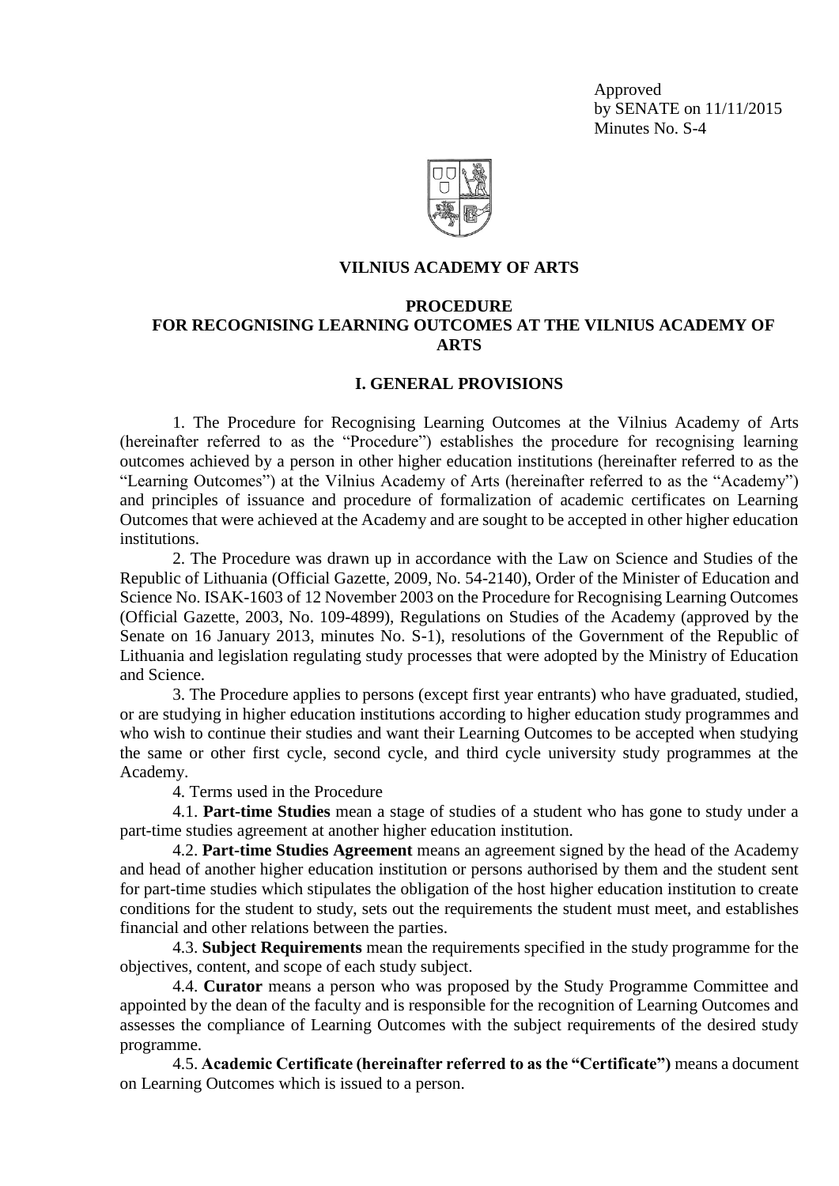Approved
by SENATE on 11/11/2015
Minutes No. S-4

**VILNIUS ACADEMY OF ARTS**

# PROCEDURE FOR RECOGNISING LEARNING OUTCOMES AT THE VILNIUS ACADEMY OF ARTS

## I. GENERAL PROVISIONS

1. The Procedure for Recognising Learning Outcomes at the Vilnius Academy of Arts (hereinafter referred to as the "Procedure") establishes the procedure for recognising learning outcomes achieved by a person in other higher education institutions (hereinafter referred to as the "Learning Outcomes") at the Vilnius Academy of Arts (hereinafter referred to as the "Academy") and principles of issuance and procedure of formalization of academic certificates on Learning Outcomes that were achieved at the Academy and are sought to be accepted in other higher education institutions.

2. The Procedure was drawn up in accordance with the Law on Science and Studies of the Republic of Lithuania (Official Gazette, 2009, No. 54-2140), Order of the Minister of Education and Science No. ISAK-1603 of 12 November 2003 on the Procedure for Recognising Learning Outcomes (Official Gazette, 2003, No. 109-4899), Regulations on Studies of the Academy (approved by the Senate on 16 January 2013, minutes No. S-1), resolutions of the Government of the Republic of Lithuania and legislation regulating study processes that were adopted by the Ministry of Education and Science.

3. The Procedure applies to persons (except first year entrants) who have graduated, studied, or are studying in higher education institutions according to higher education study programmes and who wish to continue their studies and want their Learning Outcomes to be accepted when studying the same or other first cycle, second cycle, and third cycle university study programmes at the Academy.

4. Terms used in the Procedure

4.1. **Part-time Studies** mean a stage of studies of a student who has gone to study under a part-time studies agreement at another higher education institution.

4.2. **Part-time Studies Agreement** means an agreement signed by the head of the Academy and head of another higher education institution or persons authorised by them and the student sent for part-time studies which stipulates the obligation of the host higher education institution to create conditions for the student to study, sets out the requirements the student must meet, and establishes financial and other relations between the parties.

4.3. **Subject Requirements** mean the requirements specified in the study programme for the objectives, content, and scope of each study subject.

4.4. **Curator** means a person who was proposed by the Study Programme Committee and appointed by the dean of the faculty and is responsible for the recognition of Learning Outcomes and assesses the compliance of Learning Outcomes with the subject requirements of the desired study programme.

4.5. **Academic Certificate (hereinafter referred to as the "Certificate")** means a document on Learning Outcomes which is issued to a person.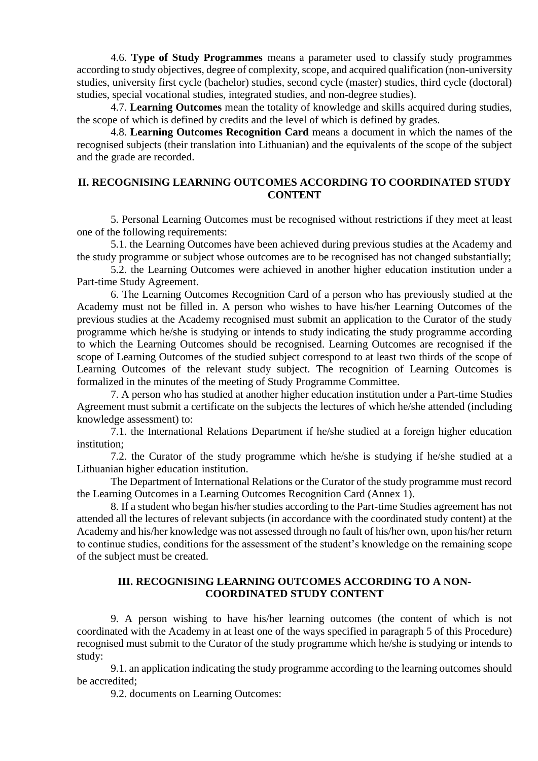4.6. **Type of Study Programmes** means a parameter used to classify study programmes according to study objectives, degree of complexity, scope, and acquired qualification (non-university studies, university first cycle (bachelor) studies, second cycle (master) studies, third cycle (doctoral) studies, special vocational studies, integrated studies, and non-degree studies).

4.7. **Learning Outcomes** mean the totality of knowledge and skills acquired during studies, the scope of which is defined by credits and the level of which is defined by grades.

4.8. **Learning Outcomes Recognition Card** means a document in which the names of the recognised subjects (their translation into Lithuanian) and the equivalents of the scope of the subject and the grade are recorded.

## II. RECOGNISING LEARNING OUTCOMES ACCORDING TO COORDINATED STUDY CONTENT

5. Personal Learning Outcomes must be recognised without restrictions if they meet at least one of the following requirements:

5.1. the Learning Outcomes have been achieved during previous studies at the Academy and the study programme or subject whose outcomes are to be recognised has not changed substantially;

5.2. the Learning Outcomes were achieved in another higher education institution under a Part-time Study Agreement.

6. The Learning Outcomes Recognition Card of a person who has previously studied at the Academy must not be filled in. A person who wishes to have his/her Learning Outcomes of the previous studies at the Academy recognised must submit an application to the Curator of the study programme which he/she is studying or intends to study indicating the study programme according to which the Learning Outcomes should be recognised. Learning Outcomes are recognised if the scope of Learning Outcomes of the studied subject correspond to at least two thirds of the scope of Learning Outcomes of the relevant study subject. The recognition of Learning Outcomes is formalized in the minutes of the meeting of Study Programme Committee.

7. A person who has studied at another higher education institution under a Part-time Studies Agreement must submit a certificate on the subjects the lectures of which he/she attended (including knowledge assessment) to:

7.1. the International Relations Department if he/she studied at a foreign higher education institution;

7.2. the Curator of the study programme which he/she is studying if he/she studied at a Lithuanian higher education institution.

The Department of International Relations or the Curator of the study programme must record the Learning Outcomes in a Learning Outcomes Recognition Card (Annex 1).

8. If a student who began his/her studies according to the Part-time Studies agreement has not attended all the lectures of relevant subjects (in accordance with the coordinated study content) at the Academy and his/her knowledge was not assessed through no fault of his/her own, upon his/her return to continue studies, conditions for the assessment of the student's knowledge on the remaining scope of the subject must be created.

## III. RECOGNISING LEARNING OUTCOMES ACCORDING TO A NON-COORDINATED STUDY CONTENT

9. A person wishing to have his/her learning outcomes (the content of which is not coordinated with the Academy in at least one of the ways specified in paragraph 5 of this Procedure) recognised must submit to the Curator of the study programme which he/she is studying or intends to study:

9.1. an application indicating the study programme according to the learning outcomes should be accredited;

9.2. documents on Learning Outcomes: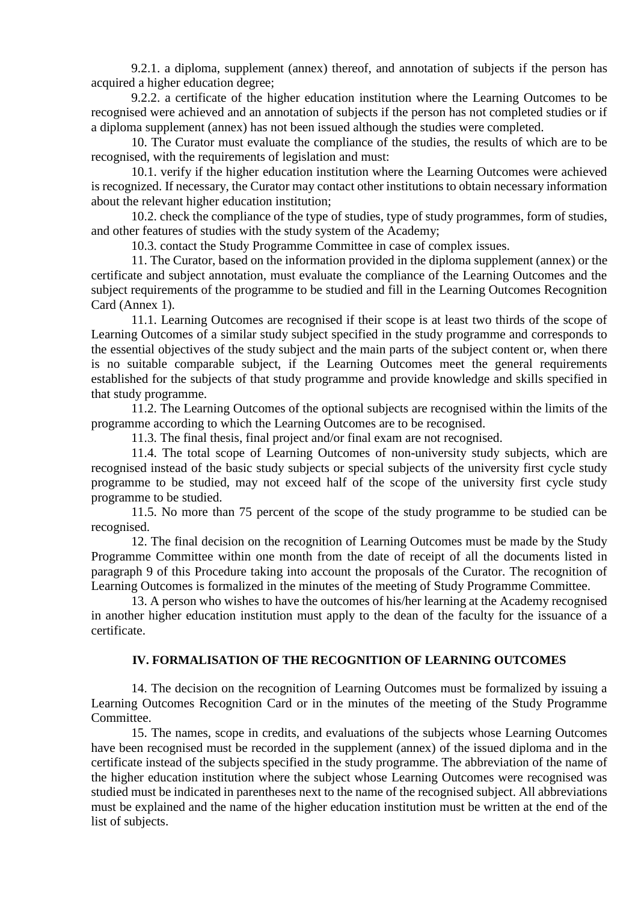9.2.1. a diploma, supplement (annex) thereof, and annotation of subjects if the person has acquired a higher education degree;

9.2.2. a certificate of the higher education institution where the Learning Outcomes to be recognised were achieved and an annotation of subjects if the person has not completed studies or if a diploma supplement (annex) has not been issued although the studies were completed.

10. The Curator must evaluate the compliance of the studies, the results of which are to be recognised, with the requirements of legislation and must:

10.1. verify if the higher education institution where the Learning Outcomes were achieved is recognized. If necessary, the Curator may contact other institutions to obtain necessary information about the relevant higher education institution;

10.2. check the compliance of the type of studies, type of study programmes, form of studies, and other features of studies with the study system of the Academy;

10.3. contact the Study Programme Committee in case of complex issues.

11. The Curator, based on the information provided in the diploma supplement (annex) or the certificate and subject annotation, must evaluate the compliance of the Learning Outcomes and the subject requirements of the programme to be studied and fill in the Learning Outcomes Recognition Card (Annex 1).

11.1. Learning Outcomes are recognised if their scope is at least two thirds of the scope of Learning Outcomes of a similar study subject specified in the study programme and corresponds to the essential objectives of the study subject and the main parts of the subject content or, when there is no suitable comparable subject, if the Learning Outcomes meet the general requirements established for the subjects of that study programme and provide knowledge and skills specified in that study programme.

11.2. The Learning Outcomes of the optional subjects are recognised within the limits of the programme according to which the Learning Outcomes are to be recognised.

11.3. The final thesis, final project and/or final exam are not recognised.

11.4. The total scope of Learning Outcomes of non-university study subjects, which are recognised instead of the basic study subjects or special subjects of the university first cycle study programme to be studied, may not exceed half of the scope of the university first cycle study programme to be studied.

11.5. No more than 75 percent of the scope of the study programme to be studied can be recognised.

12. The final decision on the recognition of Learning Outcomes must be made by the Study Programme Committee within one month from the date of receipt of all the documents listed in paragraph 9 of this Procedure taking into account the proposals of the Curator. The recognition of Learning Outcomes is formalized in the minutes of the meeting of Study Programme Committee.

13. A person who wishes to have the outcomes of his/her learning at the Academy recognised in another higher education institution must apply to the dean of the faculty for the issuance of a certificate.

## IV. FORMALISATION OF THE RECOGNITION OF LEARNING OUTCOMES

14. The decision on the recognition of Learning Outcomes must be formalized by issuing a Learning Outcomes Recognition Card or in the minutes of the meeting of the Study Programme Committee.

15. The names, scope in credits, and evaluations of the subjects whose Learning Outcomes have been recognised must be recorded in the supplement (annex) of the issued diploma and in the certificate instead of the subjects specified in the study programme. The abbreviation of the name of the higher education institution where the subject whose Learning Outcomes were recognised was studied must be indicated in parentheses next to the name of the recognised subject. All abbreviations must be explained and the name of the higher education institution must be written at the end of the list of subjects.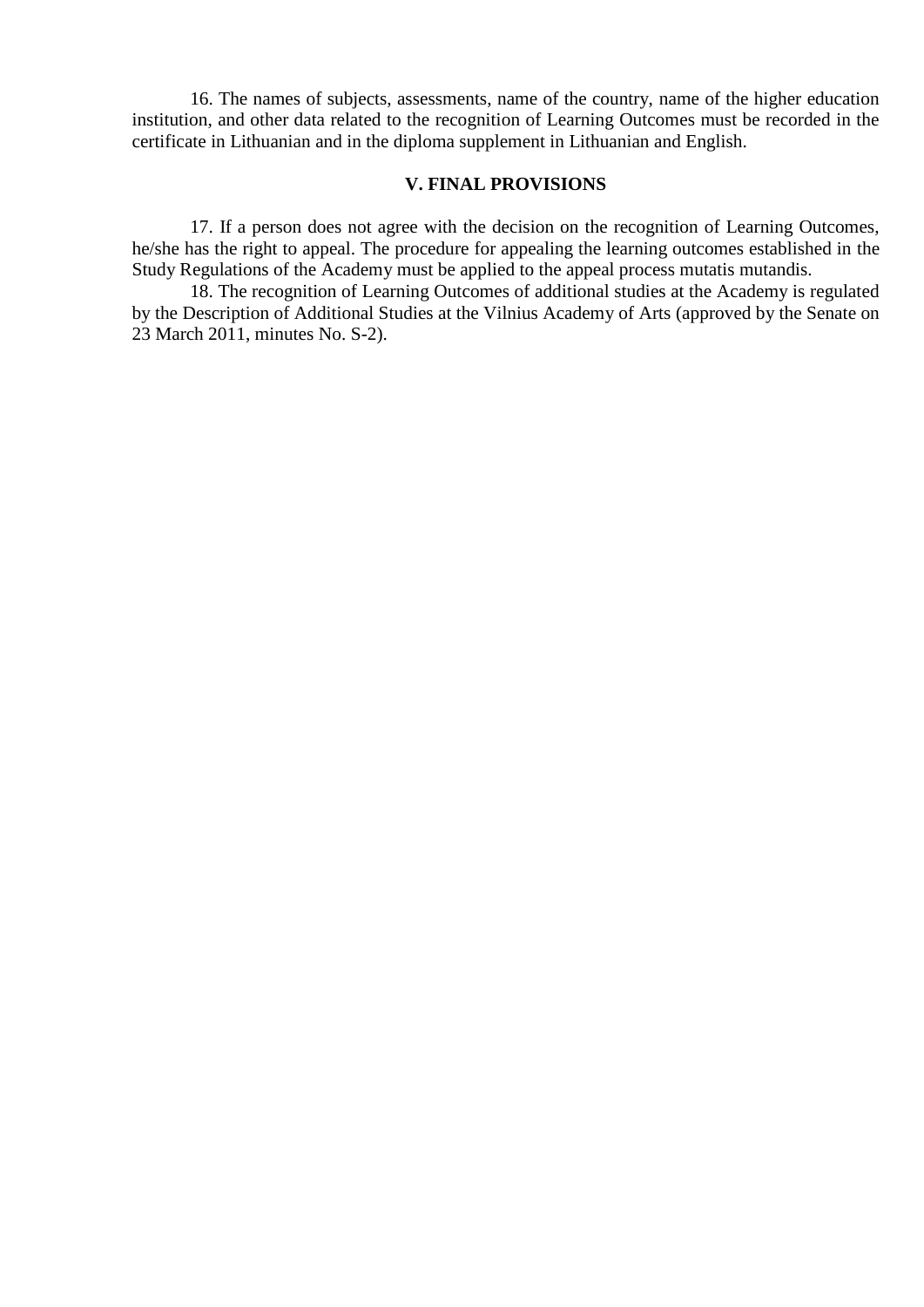16. The names of subjects, assessments, name of the country, name of the higher education institution, and other data related to the recognition of Learning Outcomes must be recorded in the certificate in Lithuanian and in the diploma supplement in Lithuanian and English.

## V. FINAL PROVISIONS

17. If a person does not agree with the decision on the recognition of Learning Outcomes, he/she has the right to appeal. The procedure for appealing the learning outcomes established in the Study Regulations of the Academy must be applied to the appeal process mutatis mutandis.

18. The recognition of Learning Outcomes of additional studies at the Academy is regulated by the Description of Additional Studies at the Vilnius Academy of Arts (approved by the Senate on 23 March 2011, minutes No. S-2).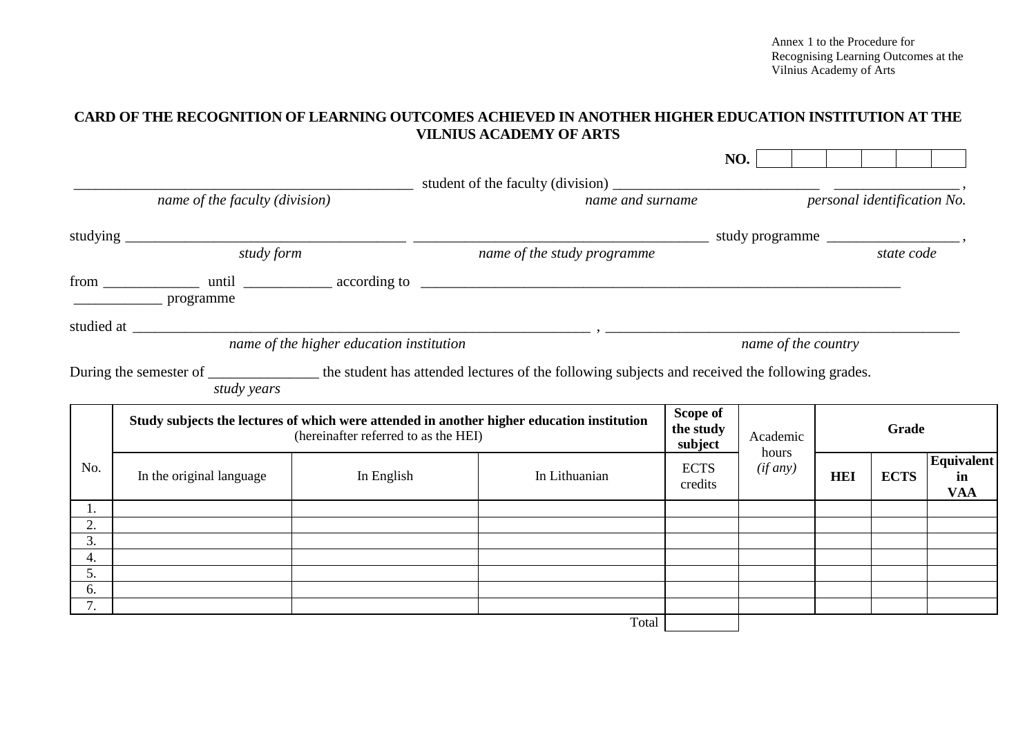Annex 1 to the Procedure for Recognising Learning Outcomes at the Vilnius Academy of Arts

**CARD OF THE RECOGNITION OF LEARNING OUTCOMES ACHIEVED IN ANOTHER HIGHER EDUCATION INSTITUTION AT THE VILNIUS ACADEMY OF ARTS**

**NO.** | | | | | | |

_____________________________________________ student of the faculty (division) ___________________________ ________________,
*name of the faculty (division)* *name and surname* *personal identification No.*

studying ____________________________________ ________________________________________ study programme _________________,
*study form* *name of the study programme* *state code*

from _____________ until ____________ according to _________________________________________________________________
____________ programme

studied at ______________________________________________________________ , _______________________________________________
*name of the higher education institution* *name of the country*

During the semester of _______________ the student has attended lectures of the following subjects and received the following grades.
*study years*

| No. | **Study subjects the lectures of which were attended in another higher education institution** (hereinafter referred to as the HEI) | | | **Scope of the study subject** | Academic hours *(if any)* | **Grade** | | |
|---|---|---|---|---|---|---|---|---|
| | In the original language | In English | In Lithuanian | ECTS credits | | **HEI** | **ECTS** | **Equivalent in VAA** |
| 1. | | | | | | | | |
| 2. | | | | | | | | |
| 3. | | | | | | | | |
| 4. | | | | | | | | |
| 5. | | | | | | | | |
| 6. | | | | | | | | |
| 7. | | | | | | | | |
| | | | Total | | | | | |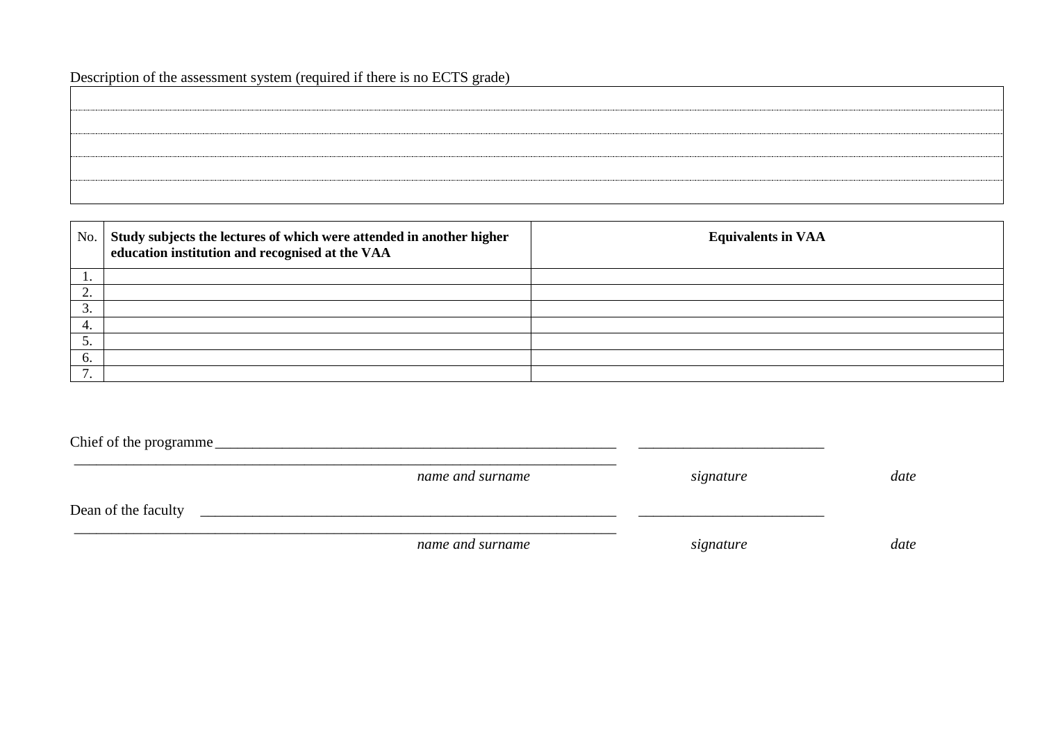Description of the assessment system (required if there is no ECTS grade)

| |
|---|
| |
| |
| |
| |
| |

| No. | **Study subjects the lectures of which were attended in another higher education institution and recognised at the VAA** | **Equivalents in VAA** |
|---|---|---|
| 1. | | |
| 2. | | |
| 3. | | |
| 4. | | |
| 5. | | |
| 6. | | |
| 7. | | |

Chief of the programme ___________________________________________________________ _________________________

___________________________________________________________________________________

*name and surname* *signature* *date*

Dean of the faculty ___________________________________________________________ _________________________

___________________________________________________________________________________

*name and surname* *signature* *date*